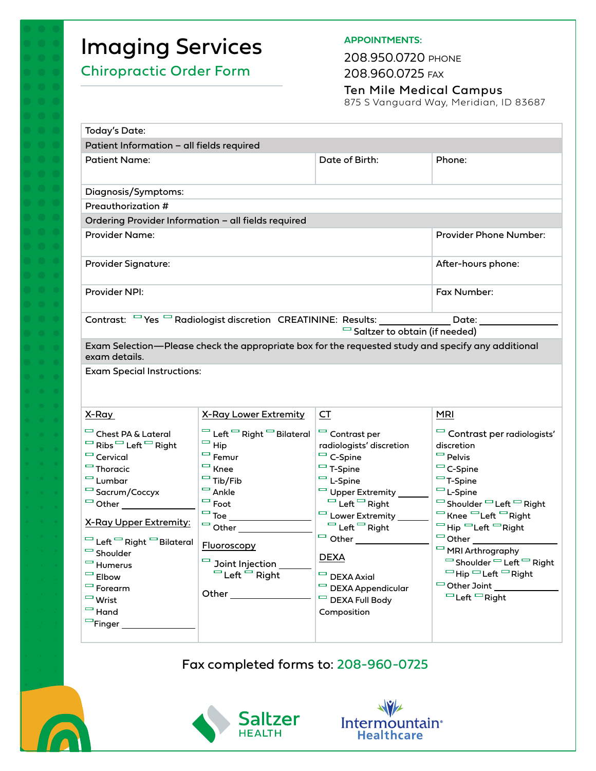# Imaging Services

## Chiropractic Order Form

**APPOINTMENTS:**

208.950.0720 PHONE
208.960.0725 FAX

**Ten Mile Medical Campus**
875 S Vanguard Way, Meridian, ID 83687

| Today's Date: | | |
|---|---|---|
| **Patient Information – all fields required** | | |
| Patient Name: | Date of Birth: | Phone: |
| Diagnosis/Symptoms: | | |
| Preauthorization # | | |
| **Ordering Provider Information – all fields required** | | |
| Provider Name: | | Provider Phone Number: |
| Provider Signature: | | After-hours phone: |
| Provider NPI: | | Fax Number: |

Contrast: ☐ Yes ☐ Radiologist discretion CREATININE: Results: ____________ Date: ______________
☐ Saltzer to obtain (if needed)

**Exam Selection—Please check the appropriate box for the requested study and specify any additional exam details.**

Exam Special Instructions:

### X-Ray

- ☐ Chest PA & Lateral
- ☐ Ribs ☐ Left ☐ Right
- ☐ Cervical
- ☐ Thoracic
- ☐ Lumbar
- ☐ Sacrum/Coccyx
- ☐ Other ______________

### X-Ray Upper Extremity:

- ☐ Left ☐ Right ☐ Bilateral
- ☐ Shoulder
- ☐ Humerus
- ☐ Elbow
- ☐ Forearm
- ☐ Wrist
- ☐ Hand
- ☐ Finger ______________

### X-Ray Lower Extremity

- ☐ Left ☐ Right ☐ Bilateral
- ☐ Hip
- ☐ Femur
- ☐ Knee
- ☐ Tib/Fib
- ☐ Ankle
- ☐ Foot
- ☐ Toe ______________
- ☐ Other ______________

### Fluoroscopy

- ☐ Joint Injection ________
  - ☐ Left ☐ Right

Other ______________

### CT

- ☐ Contrast per radiologists' discretion
- ☐ C-Spine
- ☐ T-Spine
- ☐ L-Spine
- ☐ Upper Extremity ________
  - ☐ Left ☐ Right
- ☐ Lower Extremity ________
  - ☐ Left ☐ Right
- ☐ Other ______________

### DEXA

- ☐ DEXA Axial
- ☐ DEXA Appendicular
- ☐ DEXA Full Body Composition

### MRI

- ☐ Contrast per radiologists' discretion
- ☐ Pelvis
- ☐ C-Spine
- ☐ T-Spine
- ☐ L-Spine
- ☐ Shoulder ☐ Left ☐ Right
- ☐ Knee ☐ Left ☐ Right
- ☐ Hip ☐ Left ☐ Right
- ☐ Other ______________
- ☐ MRI Arthrography
  - ☐ Shoulder ☐ Left ☐ Right
  - ☐ Hip ☐ Left ☐ Right
- ☐ Other Joint ______________
  - ☐ Left ☐ Right

Fax completed forms to: 208-960-0725

Saltzer HEALTH | Intermountain Healthcare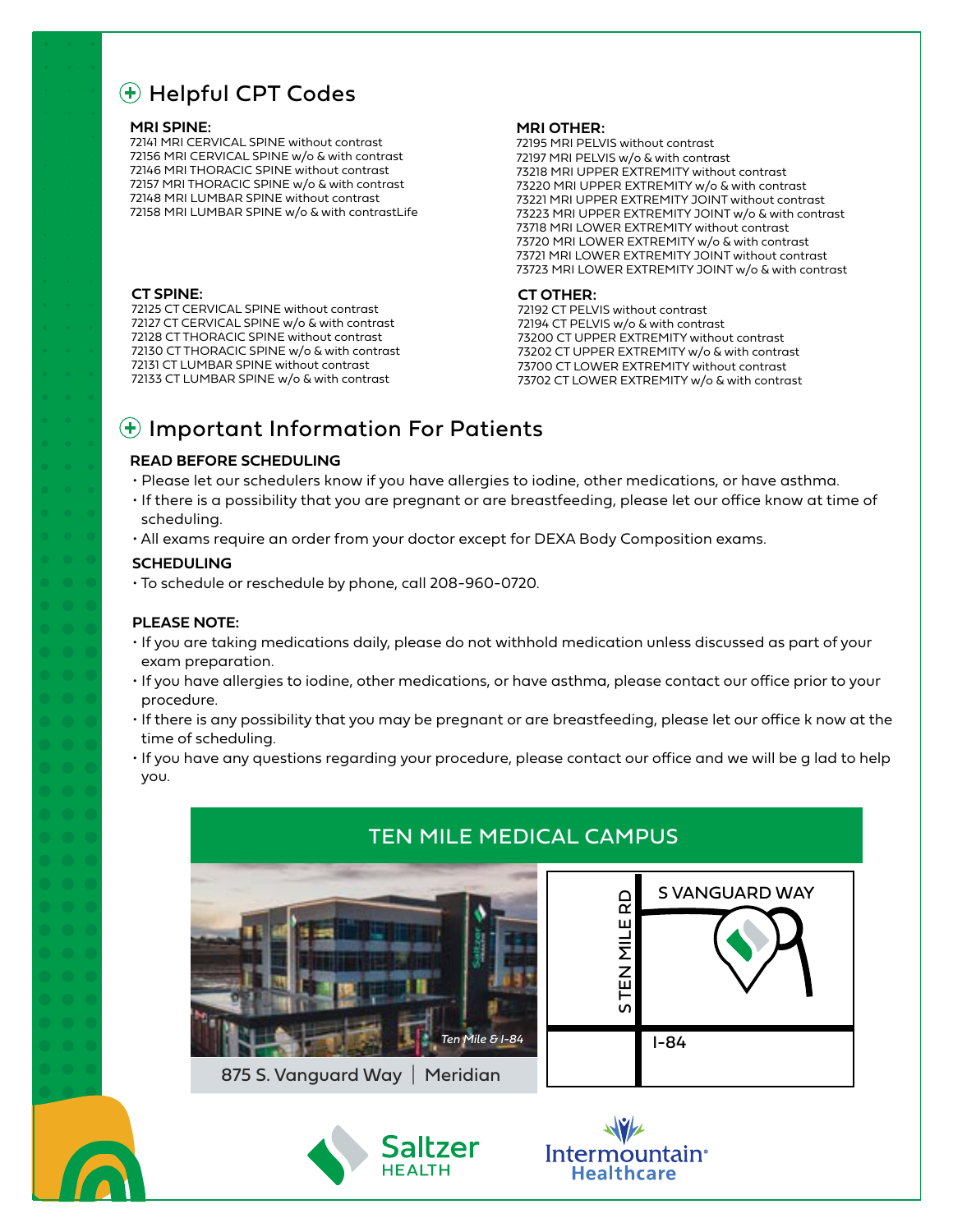## Helpful CPT Codes

**MRI SPINE:**

72141 MRI CERVICAL SPINE without contrast
72156 MRI CERVICAL SPINE w/o & with contrast
72146 MRI THORACIC SPINE without contrast
72157 MRI THORACIC SPINE w/o & with contrast
72148 MRI LUMBAR SPINE without contrast
72158 MRI LUMBAR SPINE w/o & with contrastLife

**MRI OTHER:**

72195 MRI PELVIS without contrast
72197 MRI PELVIS w/o & with contrast
73218 MRI UPPER EXTREMITY without contrast
73220 MRI UPPER EXTREMITY w/o & with contrast
73221 MRI UPPER EXTREMITY JOINT without contrast
73223 MRI UPPER EXTREMITY JOINT w/o & with contrast
73718 MRI LOWER EXTREMITY without contrast
73720 MRI LOWER EXTREMITY w/o & with contrast
73721 MRI LOWER EXTREMITY JOINT without contrast
73723 MRI LOWER EXTREMITY JOINT w/o & with contrast

**CT SPINE:**

72125 CT CERVICAL SPINE without contrast
72127 CT CERVICAL SPINE w/o & with contrast
72128 CT THORACIC SPINE without contrast
72130 CT THORACIC SPINE w/o & with contrast
72131 CT LUMBAR SPINE without contrast
72133 CT LUMBAR SPINE w/o & with contrast

**CT OTHER:**

72192 CT PELVIS without contrast
72194 CT PELVIS w/o & with contrast
73200 CT UPPER EXTREMITY without contrast
73202 CT UPPER EXTREMITY w/o & with contrast
73700 CT LOWER EXTREMITY without contrast
73702 CT LOWER EXTREMITY w/o & with contrast

## Important Information For Patients

**READ BEFORE SCHEDULING**

- Please let our schedulers know if you have allergies to iodine, other medications, or have asthma.
- If there is a possibility that you are pregnant or are breastfeeding, please let our office know at time of scheduling.
- All exams require an order from your doctor except for DEXA Body Composition exams.

**SCHEDULING**

- To schedule or reschedule by phone, call 208-960-0720.

**PLEASE NOTE:**

- If you are taking medications daily, please do not withhold medication unless discussed as part of your exam preparation.
- If you have allergies to iodine, other medications, or have asthma, please contact our office prior to your procedure.
- If there is any possibility that you may be pregnant or are breastfeeding, please let our office k now at the time of scheduling.
- If you have any questions regarding your procedure, please contact our office and we will be g lad to help you.

## TEN MILE MEDICAL CAMPUS

Ten Mile & I-84

875 S. Vanguard Way | Meridian

S VANGUARD WAY
S TEN MILE RD
I-84

Saltzer HEALTH

Intermountain Healthcare